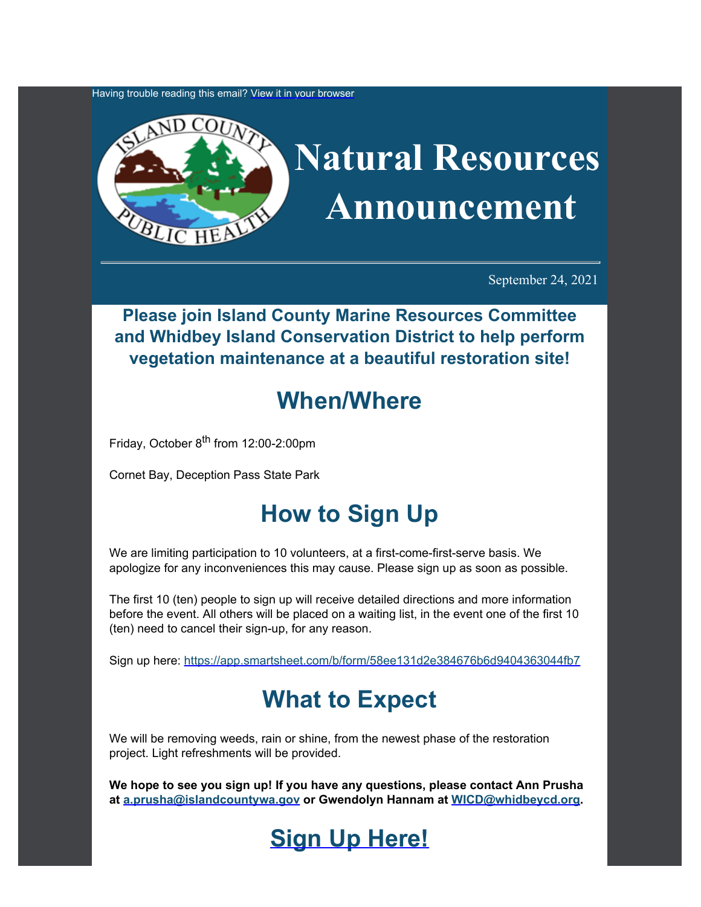Having trouble reading this email? View it in your browser

# Natural Resources Announcement

September 24, 2021

**Please join Island County Marine Resources Committee and Whidbey Island Conservation District to help perform vegetation maintenance at a beautiful restoration site!**

## When/Where

Friday, October 8th from 12:00-2:00pm

Cornet Bay, Deception Pass State Park

## How to Sign Up

We are limiting participation to 10 volunteers, at a first-come-first-serve basis. We apologize for any inconveniences this may cause. Please sign up as soon as possible.

The first 10 (ten) people to sign up will receive detailed directions and more information before the event. All others will be placed on a waiting list, in the event one of the first 10 (ten) need to cancel their sign-up, for any reason.

Sign up here: https://app.smartsheet.com/b/form/58ee131d2e384676b6d9404363044fb7

## What to Expect

We will be removing weeds, rain or shine, from the newest phase of the restoration project. Light refreshments will be provided.

**We hope to see you sign up! If you have any questions, please contact Ann Prusha at a.prusha@islandcountywa.gov or Gwendolyn Hannam at WICD@whidbeycd.org.**

## Sign Up Here!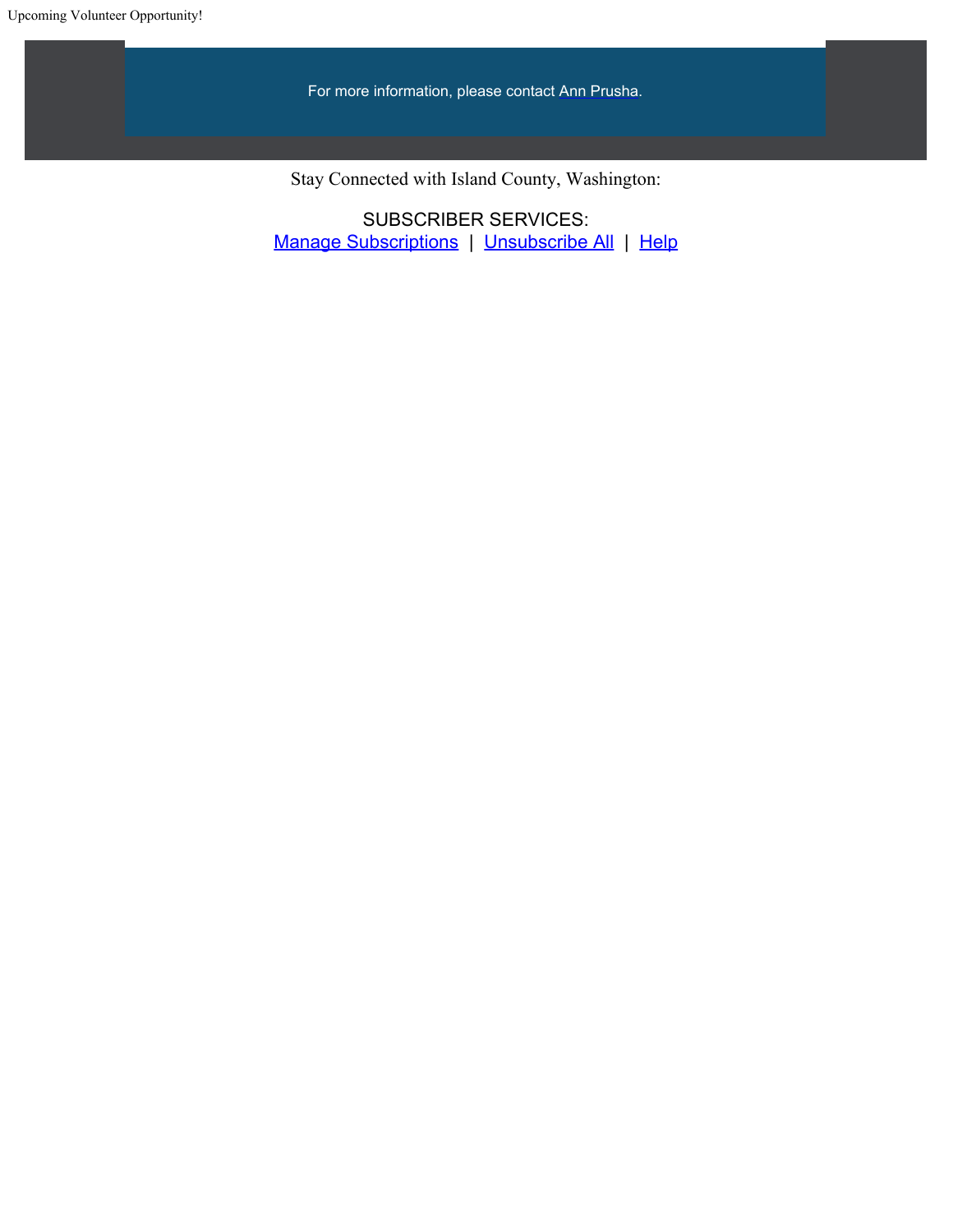For more information, please contact Ann Prusha.

Stay Connected with Island County, Washington:

SUBSCRIBER SERVICES:
Manage Subscriptions | Unsubscribe All | Help